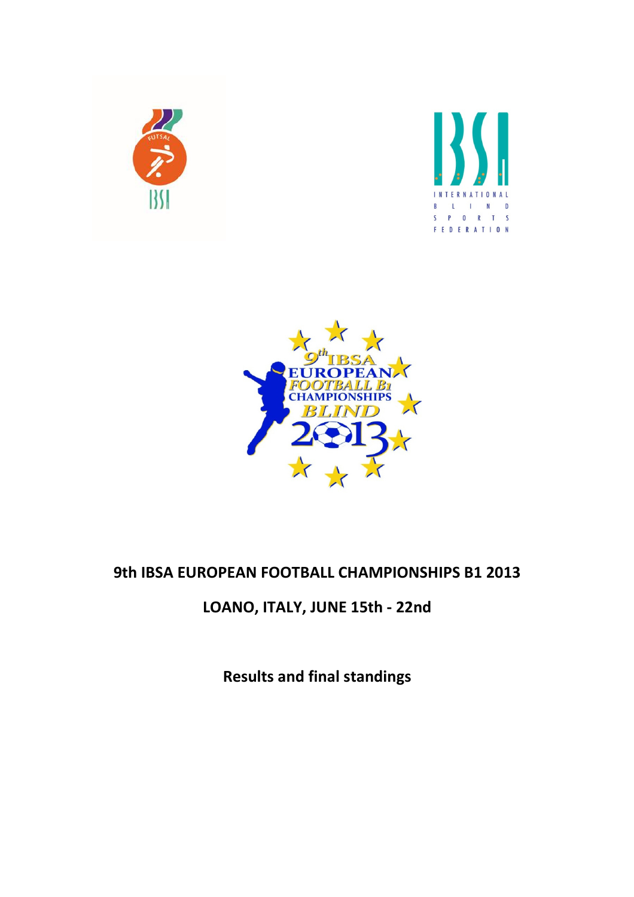# 9th IBSA EUROPEAN FOOTBALL CHAMPIONSHIPS B1 2013

## LOANO, ITALY, JUNE 15th - 22nd

### Results and final standings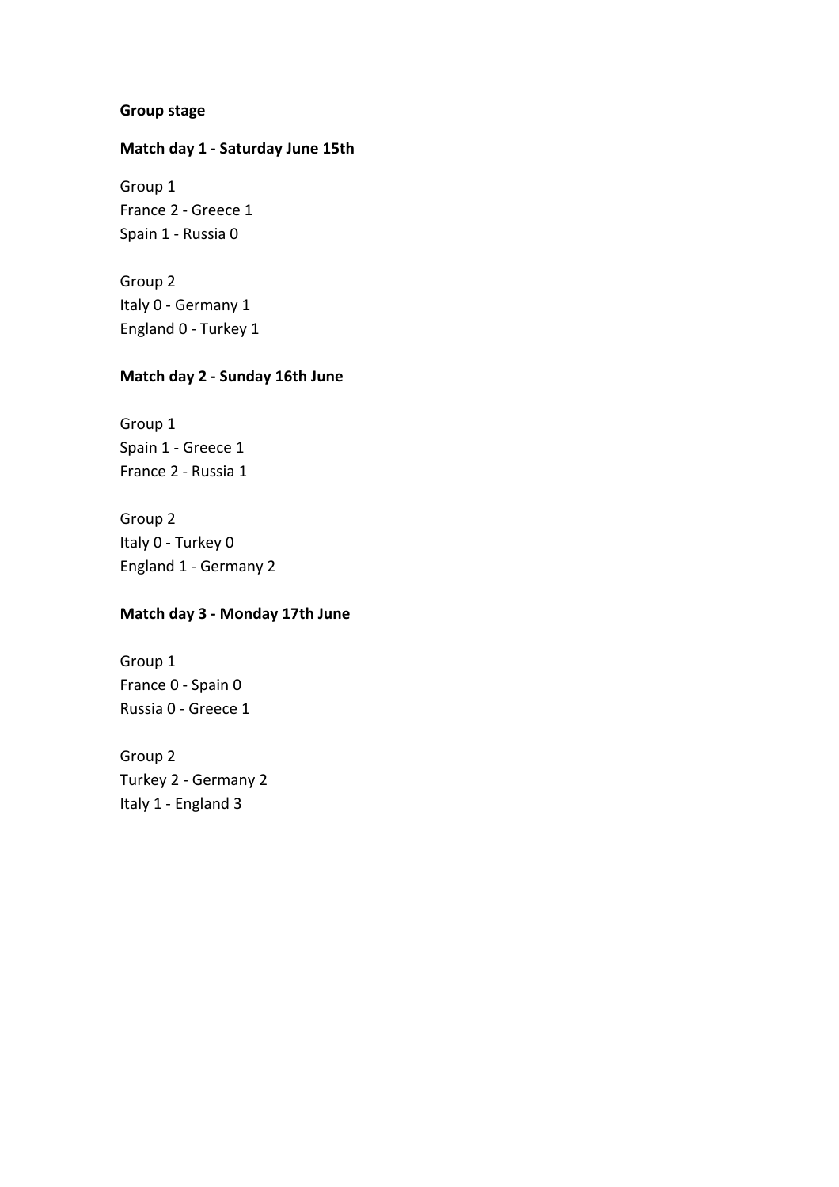**Group stage**

**Match day 1 - Saturday June 15th**

Group 1
France 2 - Greece 1
Spain 1 - Russia 0

Group 2
Italy 0 - Germany 1
England 0 - Turkey 1

**Match day 2 - Sunday 16th June**

Group 1
Spain 1 - Greece 1
France 2 - Russia 1

Group 2
Italy 0 - Turkey 0
England 1 - Germany 2

**Match day 3 - Monday 17th June**

Group 1
France 0 - Spain 0
Russia 0 - Greece 1

Group 2
Turkey 2 - Germany 2
Italy 1 - England 3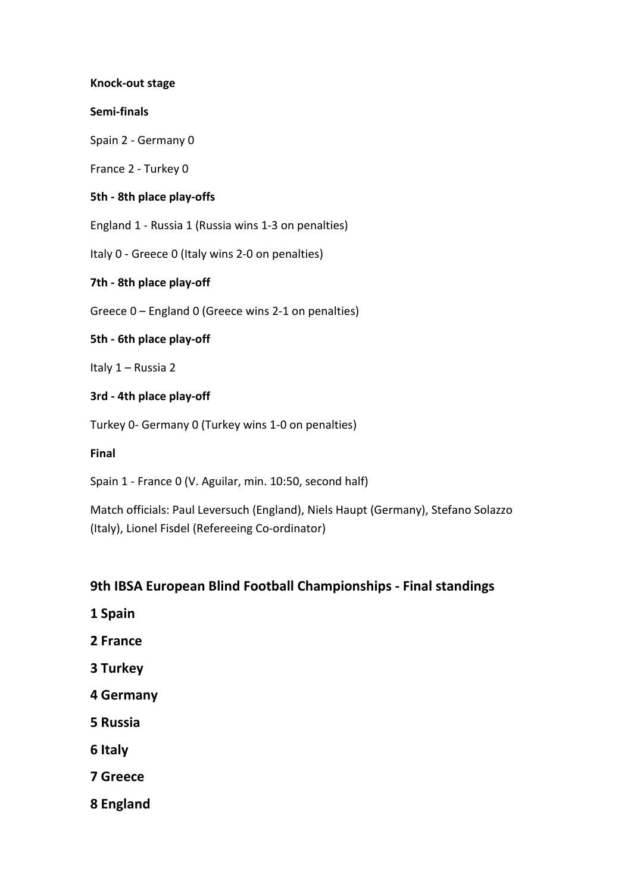**Knock-out stage**

**Semi-finals**

Spain 2 - Germany 0

France 2 - Turkey 0

**5th - 8th place play-offs**

England 1 - Russia 1 (Russia wins 1-3 on penalties)

Italy 0 - Greece 0 (Italy wins 2-0 on penalties)

**7th - 8th place play-off**

Greece 0 – England 0 (Greece wins 2-1 on penalties)

**5th - 6th place play-off**

Italy 1 – Russia 2

**3rd - 4th place play-off**

Turkey 0- Germany 0 (Turkey wins 1-0 on penalties)

**Final**

Spain 1 - France 0 (V. Aguilar, min. 10:50, second half)

Match officials: Paul Leversuch (England), Niels Haupt (Germany), Stefano Solazzo (Italy), Lionel Fisdel (Refereeing Co-ordinator)

## 9th IBSA European Blind Football Championships - Final standings

**1 Spain**

**2 France**

**3 Turkey**

**4 Germany**

**5 Russia**

**6 Italy**

**7 Greece**

**8 England**